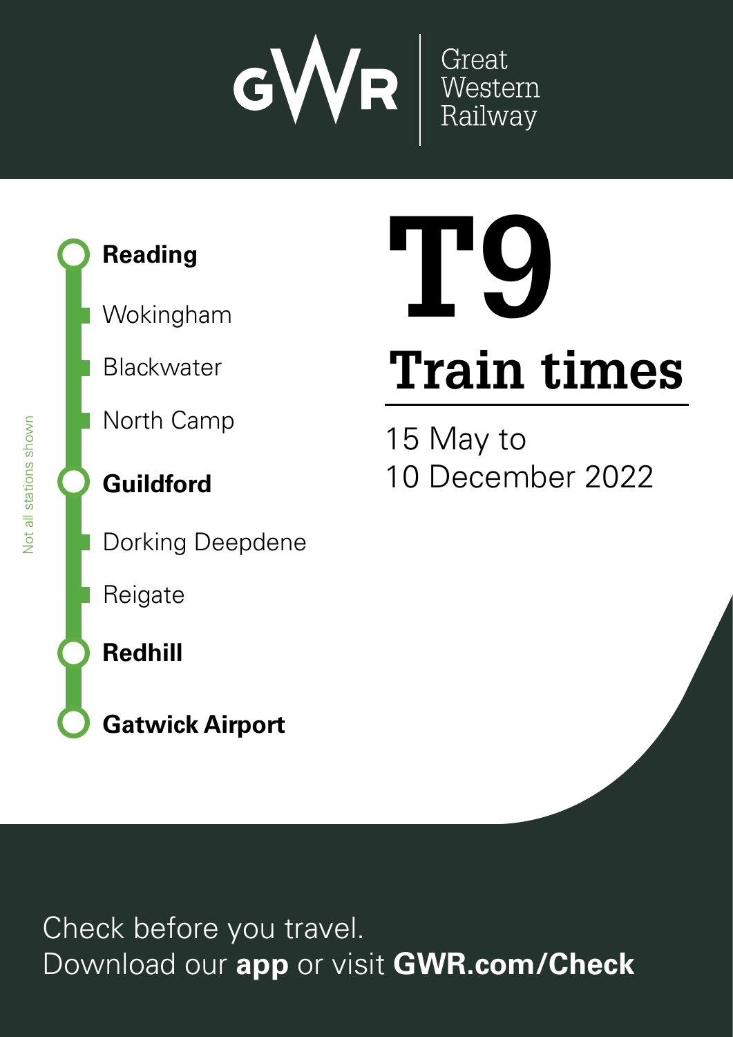GWR Great Western Railway

# T9

## Train times

15 May to
10 December 2022

- **Reading**
- Wokingham
- Blackwater
- North Camp
- **Guildford**
- Dorking Deepdene
- Reigate
- **Redhill**
- **Gatwick Airport**

Not all stations shown

Check before you travel.
Download our **app** or visit **GWR.com/Check**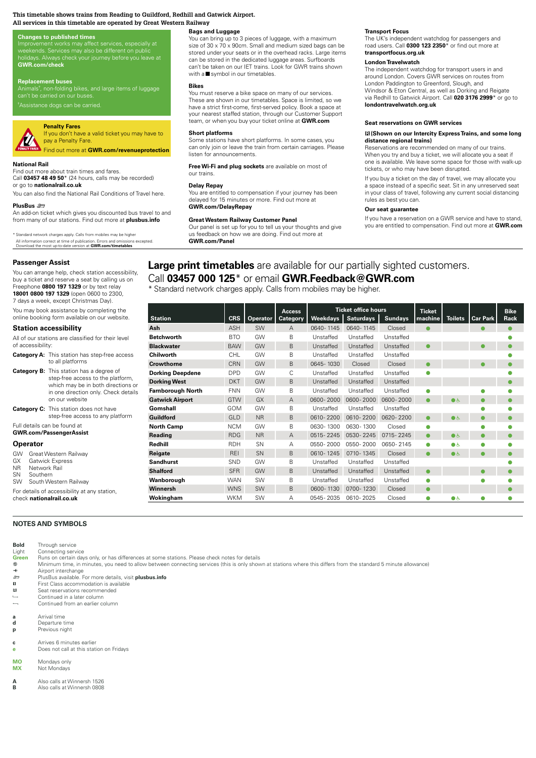**This timetable shows trains from Reading to Guildford, Redhill and Gatwick Airport.**
**All services in this timetable are operated by Great Western Railway**

### Changes to published times

Improvement works may affect services, especially at weekends. Services may also be different on public holidays. Always check your journey before you leave at **GWR.com/check**

### Replacement buses

Animals[†], non-folding bikes, and large items of luggage can't be carried on our buses.

[†]Assistance dogs can be carried.

### Penalty Fares

If you don't have a valid ticket you may have to pay a Penalty Fare.

Find out more at **GWR.com/revenueprotection**

### National Rail

Find out more about train times and fares.
Call **03457 48 49 50*** (24 hours, calls may be recorded) or go to **nationalrail.co.uk**

You can also find the National Rail Conditions of Travel here.

### PlusBus

An add-on ticket which gives you discounted bus travel to and from many of our stations. Find out more at **plusbus.info**

\* Standard network charges apply. Calls from mobiles may be higher
All information correct at time of publication. Errors and omissions excepted.
Download the most up-to-date version at **GWR.com/timetables**

### Bags and Luggage

You can bring up to 3 pieces of luggage, with a maximum size of 30 x 70 x 90cm. Small and medium sized bags can be stored under your seats or in the overhead racks. Large items can be stored in the dedicated luggage areas. Surfboards can't be taken on our IET trains. Look for GWR trains shown with a ■ symbol in our timetables.

### Bikes

You must reserve a bike space on many of our services. These are shown in our timetables. Space is limited, so we have a strict first-come, first-served policy. Book a space at your nearest staffed station, through our Customer Support team, or when you buy your ticket online at **GWR.com**

### Short platforms

Some stations have short platforms. In some cases, you can only join or leave the train from certain carriages. Please listen for announcements.

**Free Wi-Fi and plug sockets** are available on most of our trains.

### Delay Repay

You are entitled to compensation if your journey has been delayed for 15 minutes or more. Find out more at **GWR.com/DelayRepay**

### Great Western Railway Customer Panel

Our panel is set up for you to tell us your thoughts and give us feedback on how we are doing. Find out more at **GWR.com/Panel**

### Transport Focus

The UK's independent watchdog for passengers and road users. Call **0300 123 2350*** or find out more at **transportfocus.org.uk**

### London Travelwatch

The independent watchdog for transport users in and around London. Covers GWR services on routes from London Paddington to Greenford, Slough, and Windsor & Eton Central, as well as Dorking and Reigate via Redhill to Gatwick Airport. Call **020 3176 2999*** or go to **londontravelwatch.org.uk**

### Seat reservations on GWR services

**(Shown on our Intercity Express Trains, and some long distance regional trains)**

Reservations are recommended on many of our trains. When you try and buy a ticket, we will allocate you a seat if one is available. We leave some space for those with walk-up tickets, or who may have been disrupted.

If you buy a ticket on the day of travel, we may allocate you a space instead of a specific seat. Sit in any unreserved seat in your class of travel, following any current social distancing rules as best you can.

### Our seat guarantee

If you have a reservation on a GWR service and have to stand, you are entitled to compensation. Find out more at **GWR.com**

### Passenger Assist

You can arrange help, check station accessibility, buy a ticket and reserve a seat by calling us on Freephone **0800 197 1329** or by text relay **18001 0800 197 1329** (open 0600 to 2300, 7 days a week, except Christmas Day).

You may book assistance by completing the online booking form available on our website.

### Station accessibility

All of our stations are classified for their level of accessibility:

**Category A:** This station has step-free access to all platforms

**Category B:** This station has a degree of step-free access to the platform, which may be in both directions or in one direction only. Check details on our website

**Category C:** This station does not have step-free access to any platform

Full details can be found at **GWR.com/PassengerAssist**

### Operator

- GW Great Western Railway
- GX Gatwick Express
- NR Network Rail
- SN Southern
- SW South Western Railway

For details of accessibility at any station, check **nationalrail.co.uk**

**Large print timetables** are available for our partially sighted customers.
Call **03457 000 125*** or email **GWR.Feedback@GWR.com**
\* Standard network charges apply. Calls from mobiles may be higher.

| Station | CRS | Operator | Access Category | Ticket office hours Weekdays | Saturdays | Sundays | Ticket machine | Toilets | Car Park | Bike Rack |
|---|---|---|---|---|---|---|---|---|---|---|
| **Ash** | ASH | SW | A | 0640-1145 | 0640-1145 | Closed | ● | | ● | ● |
| **Betchworth** | BTO | GW | B | Unstaffed | Unstaffed | Unstaffed | | | | ● |
| **Blackwater** | BAW | GW | B | Unstaffed | Unstaffed | Unstaffed | ● | | ● | ● |
| **Chilworth** | CHL | GW | B | Unstaffed | Unstaffed | Unstaffed | | | | ● |
| **Crowthorne** | CRN | GW | B | 0645-1030 | Closed | Closed | ● | | ● | ● |
| **Dorking Deepdene** | DPD | GW | C | Unstaffed | Unstaffed | Unstaffed | ● | | | ● |
| **Dorking West** | DKT | GW | B | Unstaffed | Unstaffed | Unstaffed | | | | ● |
| **Farnborough North** | FNN | GW | B | Unstaffed | Unstaffed | Unstaffed | ● | | ● | ● |
| **Gatwick Airport** | GTW | GX | A | 0600-2000 | 0600-2000 | 0600-2000 | ● | ● ♿ | ● | ● |
| **Gomshall** | GOM | GW | B | Unstaffed | Unstaffed | Unstaffed | | | ● | ● |
| **Guildford** | GLD | NR | B | 0610-2200 | 0610-2200 | 0620-2200 | ● | ● ♿ | ● | ● |
| **North Camp** | NCM | GW | B | 0630-1300 | 0630-1300 | Closed | ● | | ● | ● |
| **Reading** | RDG | NR | A | 0515-2245 | 0530-2245 | 0715-2245 | ● | ● ♿ | ● | ● |
| **Redhill** | RDH | SN | A | 0550-2000 | 0550-2000 | 0650-2145 | ● | ● ♿ | ● | ● |
| **Reigate** | REI | SN | B | 0610-1245 | 0710-1345 | Closed | ● | ● ♿ | ● | ● |
| **Sandhurst** | SND | GW | B | Unstaffed | Unstaffed | Unstaffed | | | | ● |
| **Shalford** | SFR | GW | B | Unstaffed | Unstaffed | Unstaffed | ● | | ● | ● |
| **Wanborough** | WAN | SW | B | Unstaffed | Unstaffed | Unstaffed | ● | | ● | ● |
| **Winnersh** | WNS | SW | B | 0600-1130 | 0700-1230 | Closed | ● | | | ● |
| **Wokingham** | WKM | SW | A | 0545-2035 | 0610-2025 | Closed | ● | ● ♿ | ● | ● |

## NOTES AND SYMBOLS

- **Bold** Through service
- Light Connecting service
- **Green** Runs on certain days only, or has differences at some stations. Please check notes for details
- ⑤ Minimum time, in minutes, you need to allow between connecting services (this is only shown at stations where this differs from the standard 5 minute allowance)
- ✈ Airport interchange
- PlusBus available. For more details, visit **plusbus.info**
- First Class accommodation is available
- Seat reservations recommended
- Continued in a later column
- Continued from an earlier column

- **a** Arrival time
- **d** Departure time
- **p** Previous night

- **c** Arrives 6 minutes earlier
- **e** Does not call at this station on Fridays

- **MO** Mondays only
- **MX** Not Mondays

- **A** Also calls at Winnersh 1526
- **B** Also calls at Winnersh 0808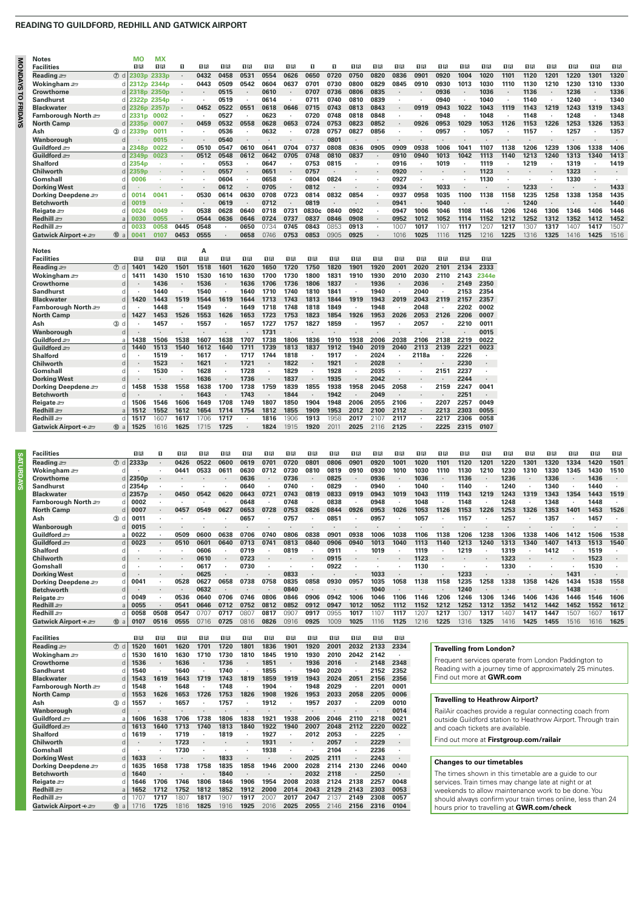# READING TO GUILDFORD, REDHILL AND GATWICK AIRPORT

## MONDAYS TO FRIDAYS

| Notes | | MO | MX | | | | | | | | | | | | | | | | | | | | | |
|---|---|---|---|---|---|---|---|---|---|---|---|---|---|---|---|---|---|---|---|---|---|---|---|---|
| Facilities | | ■R | ■R | ■ | ■R | ■R | ■R | ■R | ■R | ■ | ■ | ■R | ■R | ■R | ■R | ■R | ■R | ■R | ■R | ■R | ■R | ■R | ■R | ■R |
| Reading | ⑦ d | 2303p | 2333p | · | 0432 | 0458 | 0531 | 0554 | 0626 | 0650 | 0720 | 0750 | 0820 | 0836 | 0901 | 0920 | 1004 | 1020 | 1101 | 1120 | 1201 | 1220 | 1301 | 1320 |
| Wokingham | d | 2312p | 2344p | · | 0443 | 0509 | 0542 | 0604 | 0637 | 0701 | 0730 | 0800 | 0829 | 0845 | 0910 | 0930 | 1013 | 1030 | 1110 | 1130 | 1210 | 1230 | 1310 | 1330 |
| Crowthorne | d | 2318p | 2350p | · | · | 0515 | · | 0610 | · | 0707 | 0736 | 0806 | 0835 | · | · | 0936 | · | 1036 | · | 1136 | · | 1236 | · | 1336 |
| Sandhurst | d | 2322p | 2354p | · | · | 0519 | · | 0614 | · | 0711 | 0740 | 0810 | 0839 | · | · | 0940 | · | 1040 | · | 1140 | · | 1240 | · | 1340 |
| Blackwater | d | 2326p | 2357p | · | 0452 | 0522 | 0551 | 0618 | 0646 | 0715 | 0743 | 0813 | 0843 | · | 0919 | 0943 | 1022 | 1043 | 1119 | 1143 | 1219 | 1243 | 1319 | 1343 |
| Farnborough North | d | 2331p | 0002 | · | · | 0527 | · | 0623 | · | 0720 | 0748 | 0818 | 0848 | · | · | 0948 | · | 1048 | · | 1148 | · | 1248 | · | 1348 |
| North Camp | d | 2335p | 0007 | · | 0459 | 0532 | 0558 | 0628 | 0653 | 0724 | 0753 | 0823 | 0852 | · | 0926 | 0953 | 1029 | 1053 | 1126 | 1153 | 1226 | 1253 | 1326 | 1353 |
| Ash | ③ d | 2339p | 0011 | · | · | 0536 | · | 0632 | · | 0728 | 0757 | 0827 | 0856 | · | · | 0957 | · | 1057 | · | 1157 | · | 1257 | · | 1357 |
| Wanborough | d | · | 0015 | · | · | 0540 | · | · | · | · | 0801 | · | · | · | · | · | · | · | · | · | · | · | · | · |
| Guildford | a | 2348p | 0022 | · | 0510 | 0547 | 0610 | 0641 | 0704 | 0737 | 0808 | 0836 | 0905 | 0909 | 0938 | 1006 | 1041 | 1107 | 1138 | 1206 | 1239 | 1306 | 1338 | 1406 |
| Guildford | d | 2349p | 0023 | · | 0512 | 0548 | 0612 | 0642 | 0705 | 0748 | 0810 | 0837 | · | 0910 | 0940 | 1013 | 1042 | 1113 | 1140 | 1213 | 1240 | 1313 | 1340 | 1413 |
| Shalford | d | 2354p | · | · | · | 0553 | · | 0647 | · | 0753 | 0815 | · | · | 0916 | · | 1019 | · | 1119 | · | 1219 | · | 1319 | · | 1419 |
| Chilworth | d | 2359p | · | · | · | 0557 | · | 0651 | · | 0757 | · | · | · | 0920 | · | · | · | 1123 | · | · | · | 1323 | · | · |
| Gomshall | d | 0006 | · | · | · | 0604 | · | 0658 | · | 0804 | 0824 | · | · | 0927 | · | · | · | 1130 | · | · | · | 1330 | · | · |
| Dorking West | d | · | · | · | · | 0612 | · | 0705 | · | 0812 | · | · | · | 0934 | · | 1033 | · | · | · | 1233 | · | · | · | 1433 |
| Dorking Deepdene | d | 0014 | 0041 | · | 0530 | 0614 | 0630 | 0708 | 0723 | 0814 | 0832 | 0854 | · | 0937 | 0958 | 1035 | 1100 | 1138 | 1158 | 1235 | 1258 | 1338 | 1358 | 1435 |
| Betchworth | d | · | · | · | · | 0619 | · | 0712 | · | 0819 | · | · | · | 0941 | · | 1040 | · | · | · | 1240 | · | · | · | 1440 |
| Reigate | d | 0024 | 0049 | · | 0538 | 0628 | 0640 | 0718 | 0731 | 0830c | 0840 | 0902 | · | 0947 | 1006 | 1046 | 1108 | 1146 | 1206 | 1246 | 1306 | 1346 | 1406 | 1446 |
| Redhill | a | 0030 | 0055 | · | 0544 | 0636 | 0646 | 0724 | 0737 | 0837 | 0846 | 0908 | · | 0952 | 1012 | 1052 | 1114 | 1152 | 1212 | 1252 | 1312 | 1352 | 1412 | 1452 |
| Redhill | d | 0033 | 0058 | 0445 | 0548 | · | 0650 | 0734 | 0745 | 0843 | 0853 | 0913 | · | 1007 | 1017 | 1107 | 1117 | 1207 | 1217 | 1307 | 1317 | 1407 | 1417 | 1507 |
| Gatwick Airport | ⑩ a | 0041 | 0107 | 0453 | 0555 | · | 0658 | 0746 | 0753 | 0853 | 0905 | 0925 | · | 1016 | 1025 | 1116 | 1125 | 1216 | 1225 | 1316 | 1325 | 1416 | 1425 | 1516 |

| Notes | | | | | A | | | | | | | | | | | | | |
|---|---|---|---|---|---|---|---|---|---|---|---|---|---|---|---|---|---|---|
| Facilities | | ■R | ■R | ■R | ■R | ■R | ■R | ■R | ■R | ■R | ■R | ■R | ■R | ■R | ■R | ■R | ■R | ■R |
| Reading | ⑦ d | 1401 | 1420 | 1501 | 1518 | 1601 | 1620 | 1650 | 1720 | 1750 | 1820 | 1901 | 1920 | 2001 | 2020 | 2101 | 2134 | 2333 |
| Wokingham | d | 1411 | 1430 | 1510 | 1530 | 1610 | 1630 | 1700 | 1730 | 1800 | 1831 | 1910 | 1930 | 2010 | 2030 | 2110 | 2143 | 2344e |
| Crowthorne | d | · | 1436 | · | 1536 | · | 1636 | 1706 | 1736 | 1806 | 1837 | · | 1936 | · | 2036 | · | 2149 | 2350 |
| Sandhurst | d | · | 1440 | · | 1540 | · | 1640 | 1710 | 1740 | 1810 | 1841 | · | 1940 | · | 2040 | · | 2153 | 2354 |
| Blackwater | d | 1420 | 1443 | 1519 | 1544 | 1619 | 1644 | 1713 | 1743 | 1813 | 1844 | 1919 | 1943 | 2019 | 2043 | 2119 | 2157 | 2357 |
| Farnborough North | d | · | 1448 | · | 1549 | · | 1649 | 1718 | 1748 | 1818 | 1849 | · | 1948 | · | 2048 | · | 2202 | 0002 |
| North Camp | d | 1427 | 1453 | 1526 | 1553 | 1626 | 1653 | 1723 | 1753 | 1823 | 1854 | 1926 | 1953 | 2026 | 2053 | 2126 | 2206 | 0007 |
| Ash | ③ d | · | 1457 | · | 1557 | · | 1657 | 1727 | 1757 | 1827 | 1859 | · | 1957 | · | 2057 | · | 2210 | 0011 |
| Wanborough | d | · | · | · | · | · | · | 1731 | · | · | · | · | · | · | · | · | · | 0015 |
| Guildford | a | 1438 | 1506 | 1538 | 1607 | 1638 | 1707 | 1738 | 1806 | 1836 | 1910 | 1938 | 2006 | 2038 | 2106 | 2138 | 2219 | 0022 |
| Guildford | d | 1440 | 1513 | 1540 | 1612 | 1640 | 1711 | 1739 | 1813 | 1837 | 1912 | 1940 | 2019 | 2040 | 2113 | 2139 | 2221 | 0023 |
| Shalford | d | · | 1519 | · | 1617 | · | 1717 | 1744 | 1818 | · | 1917 | · | 2024 | · | 2118a | · | 2226 | · |
| Chilworth | d | · | 1523 | · | 1621 | · | 1721 | · | 1822 | · | 1921 | · | 2028 | · | · | · | 2230 | · |
| Gomshall | d | · | 1530 | · | 1628 | · | 1728 | · | 1829 | · | 1928 | · | 2035 | · | · | 2151 | 2237 | · |
| Dorking West | d | · | · | · | 1636 | · | 1736 | · | 1837 | · | 1935 | · | 2042 | · | · | · | 2244 | · |
| Dorking Deepdene | d | 1458 | 1538 | 1558 | 1638 | 1700 | 1738 | 1759 | 1839 | 1855 | 1938 | 1958 | 2045 | 2058 | · | 2159 | 2247 | 0041 |
| Betchworth | d | · | · | · | 1643 | · | 1743 | · | 1844 | · | 1942 | · | 2049 | · | · | · | 2251 | · |
| Reigate | d | 1506 | 1546 | 1606 | 1649 | 1708 | 1749 | 1807 | 1850 | 1904 | 1948 | 2006 | 2055 | 2106 | · | 2207 | 2257 | 0049 |
| Redhill | a | 1512 | 1552 | 1612 | 1654 | 1714 | 1754 | 1812 | 1855 | 1909 | 1953 | 2012 | 2100 | 2112 | · | 2213 | 2303 | 0055 |
| Redhill | d | 1517 | 1607 | 1617 | 1706 | 1717 | · | 1816 | 1906 | 1913 | 1958 | 2017 | 2107 | 2117 | · | 2217 | 2306 | 0058 |
| Gatwick Airport | ⑩ a | 1525 | 1616 | 1625 | 1715 | 1725 | · | 1824 | 1915 | 1920 | 2011 | 2025 | 2116 | 2125 | · | 2225 | 2315 | 0107 |

## SATURDAYS

| Facilities | | ■R | ■ | ■R | ■R | ■R | ■R | ■R | ■R | ■R | ■R | ■R | ■R | ■R | ■R | ■R | ■R | ■R | ■R | ■R | ■R | ■R | ■R | ■R |
|---|---|---|---|---|---|---|---|---|---|---|---|---|---|---|---|---|---|---|---|---|---|---|---|---|
| Reading | ⑦ d | 2333p | · | 0426 | 0522 | 0600 | 0619 | 0701 | 0720 | 0801 | 0806 | 0901 | 0920 | 1001 | 1020 | 1101 | 1120 | 1201 | 1220 | 1301 | 1320 | 1334 | 1420 | 1501 |
| Wokingham | d | · | · | 0441 | 0533 | 0611 | 0630 | 0712 | 0730 | 0810 | 0819 | 0910 | 0930 | 1010 | 1030 | 1110 | 1130 | 1210 | 1230 | 1310 | 1330 | 1345 | 1430 | 1510 |
| Crowthorne | d | 2350p | · | · | · | · | 0636 | · | 0736 | · | 0825 | · | 0936 | · | 1036 | · | 1136 | · | 1236 | · | 1336 | · | 1436 | · |
| Sandhurst | d | 2354p | · | · | · | · | 0640 | · | 0740 | · | 0829 | · | 0940 | · | 1040 | · | 1140 | · | 1240 | · | 1340 | · | 1440 | · |
| Blackwater | d | 2357p | · | 0450 | 0542 | 0620 | 0643 | 0721 | 0743 | 0819 | 0833 | 0919 | 0943 | 1019 | 1043 | 1119 | 1143 | 1219 | 1243 | 1319 | 1343 | 1354 | 1443 | 1519 |
| Farnborough North | d | 0002 | · | · | · | · | 0648 | · | 0748 | · | 0838 | · | 0948 | · | 1048 | · | 1148 | · | 1248 | · | 1348 | · | 1448 | · |
| North Camp | d | 0007 | · | 0457 | 0549 | 0627 | 0653 | 0728 | 0753 | 0826 | 0844 | 0926 | 0953 | 1026 | 1053 | 1126 | 1153 | 1226 | 1253 | 1326 | 1353 | 1401 | 1453 | 1526 |
| Ash | ③ d | 0011 | · | · | · | · | 0657 | · | 0757 | · | 0851 | · | 0957 | · | 1057 | · | 1157 | · | 1257 | · | 1357 | · | 1457 | · |
| Wanborough | d | 0015 | · | · | · | · | · | · | · | · | · | · | · | · | · | · | · | · | · | · | · | · | · | · |
| Guildford | a | 0022 | · | 0509 | 0600 | 0638 | 0706 | 0740 | 0806 | 0838 | 0901 | 0938 | 1006 | 1038 | 1106 | 1138 | 1206 | 1238 | 1306 | 1338 | 1406 | 1412 | 1506 | 1538 |
| Guildford | d | 0023 | · | 0510 | 0601 | 0640 | 0713 | 0741 | 0813 | 0840 | 0906 | 0940 | 1013 | 1040 | 1113 | 1140 | 1213 | 1240 | 1313 | 1340 | 1407 | 1413 | 1513 | 1540 |
| Shalford | d | · | · | · | 0606 | · | 0719 | · | 0819 | · | 0911 | · | 1019 | · | 1119 | · | 1219 | · | 1319 | · | 1412 | · | 1519 | · |
| Chilworth | d | · | · | · | 0610 | · | 0723 | · | · | · | 0915 | · | · | · | 1123 | · | · | · | 1323 | · | · | · | 1523 | · |
| Gomshall | d | · | · | · | 0617 | · | 0730 | · | · | · | 0922 | · | · | · | 1130 | · | · | · | 1330 | · | · | · | 1530 | · |
| Dorking West | d | · | · | · | 0625 | · | · | · | 0833 | · | · | · | 1033 | · | · | · | 1233 | · | · | · | · | 1431 | · | · |
| Dorking Deepdene | d | 0041 | · | 0528 | 0627 | 0658 | 0738 | 0758 | 0835 | 0858 | 0930 | 0957 | 1035 | 1058 | 1138 | 1158 | 1235 | 1258 | 1338 | 1358 | 1426 | 1434 | 1538 | 1558 |
| Betchworth | d | · | · | · | 0632 | · | · | · | 0840 | · | · | · | 1040 | · | · | · | 1240 | · | · | · | · | 1438 | · | · |
| Reigate | d | 0049 | · | 0536 | 0640 | 0706 | 0746 | 0806 | 0846 | 0906 | 0942 | 1006 | 1046 | 1106 | 1146 | 1206 | 1246 | 1306 | 1346 | 1406 | 1436 | 1446 | 1546 | 1606 |
| Redhill | a | 0055 | · | 0541 | 0646 | 0712 | 0752 | 0812 | 0852 | 0912 | 0947 | 1012 | 1052 | 1112 | 1152 | 1212 | 1252 | 1312 | 1352 | 1412 | 1442 | 1452 | 1552 | 1612 |
| Redhill | d | 0058 | 0508 | 0546 | 0707 | 0717 | 0807 | 0817 | 0907 | 0917 | 0955 | 1017 | 1107 | 1117 | 1207 | 1217 | 1307 | 1317 | 1407 | 1417 | 1447 | 1507 | 1607 | 1617 |
| Gatwick Airport | ⑩ a | 0107 | 0516 | 0555 | 0716 | 0725 | 0816 | 0826 | 0916 | 0925 | 1009 | 1025 | 1116 | 1125 | 1216 | 1225 | 1316 | 1325 | 1416 | 1425 | 1455 | 1516 | 1616 | 1625 |

| Facilities | | ■R | ■R | ■R | ■R | ■R | ■R | ■R | ■R | ■R | ■R | ■R | ■R | ■R |
|---|---|---|---|---|---|---|---|---|---|---|---|---|---|---|
| Reading | ⑦ d | 1520 | 1601 | 1620 | 1701 | 1720 | 1801 | 1836 | 1901 | 1920 | 2001 | 2032 | 2133 | 2334 |
| Wokingham | d | 1530 | 1610 | 1630 | 1710 | 1730 | 1810 | 1845 | 1910 | 1930 | 2010 | 2042 | 2142 | · |
| Crowthorne | d | 1536 | · | 1636 | · | 1736 | · | 1851 | · | 1936 | 2016 | · | 2148 | 2348 |
| Sandhurst | d | 1540 | · | 1640 | · | 1740 | · | 1855 | · | 1940 | 2020 | · | 2152 | 2352 |
| Blackwater | d | 1543 | 1619 | 1643 | 1719 | 1743 | 1819 | 1859 | 1919 | 1943 | 2024 | 2051 | 2156 | 2356 |
| Farnborough North | d | 1548 | · | 1648 | · | 1748 | · | 1904 | · | 1948 | 2029 | · | 2201 | 0001 |
| North Camp | d | 1553 | 1626 | 1653 | 1726 | 1753 | 1826 | 1908 | 1926 | 1953 | 2033 | 2058 | 2205 | 0006 |
| Ash | ③ d | 1557 | · | 1657 | · | 1757 | · | 1912 | · | 1957 | 2037 | · | 2209 | 0010 |
| Wanborough | d | · | · | · | · | · | · | · | · | · | · | · | · | 0014 |
| Guildford | a | 1606 | 1638 | 1706 | 1738 | 1806 | 1838 | 1921 | 1938 | 2006 | 2046 | 2110 | 2218 | 0021 |
| Guildford | d | 1613 | 1640 | 1713 | 1740 | 1813 | 1840 | 1922 | 1940 | 2007 | 2048 | 2112 | 2220 | 0022 |
| Shalford | d | 1619 | · | 1719 | · | 1819 | · | 1927 | · | 2012 | 2053 | · | 2225 | · |
| Chilworth | d | · | · | 1723 | · | · | · | 1931 | · | · | 2057 | · | 2229 | · |
| Gomshall | d | · | · | 1730 | · | · | · | 1938 | · | · | 2104 | · | 2236 | · |
| Dorking West | d | 1633 | · | · | · | 1833 | · | · | · | 2025 | 2111 | · | 2243 | · |
| Dorking Deepdene | d | 1635 | 1658 | 1738 | 1758 | 1835 | 1858 | 1946 | 2000 | 2028 | 2114 | 2130 | 2246 | 0040 |
| Betchworth | d | 1640 | · | · | · | 1840 | · | · | · | 2032 | 2118 | · | 2250 | · |
| Reigate | d | 1646 | 1706 | 1746 | 1806 | 1846 | 1906 | 1954 | 2008 | 2038 | 2124 | 2138 | 2257 | 0048 |
| Redhill | a | 1652 | 1712 | 1752 | 1812 | 1852 | 1912 | 2000 | 2014 | 2043 | 2129 | 2143 | 2303 | 0053 |
| Redhill | d | 1707 | 1717 | 1807 | 1817 | 1907 | 1917 | 2007 | 2017 | 2047 | 2137 | 2149 | 2308 | 0057 |
| Gatwick Airport | ⑩ a | 1716 | 1725 | 1816 | 1825 | 1916 | 1925 | 2016 | 2025 | 2055 | 2146 | 2156 | 2316 | 0104 |

### Travelling from London?

Frequent services operate from London Paddington to Reading with a journey time of approximately 25 minutes. Find out more at **GWR.com**

### Travelling to Heathrow Airport?

RailAir coaches provide a regular connecting coach from outside Guildford station to Heathrow Airport. Through train and coach tickets are available.

Find out more at **Firstgroup.com/railair**

### Changes to our timetables

The times shown in this timetable are a guide to our services. Train times may change late at night or at weekends to allow maintenance work to be done. You should always confirm your train times online, less than 24 hours prior to travelling at **GWR.com/check**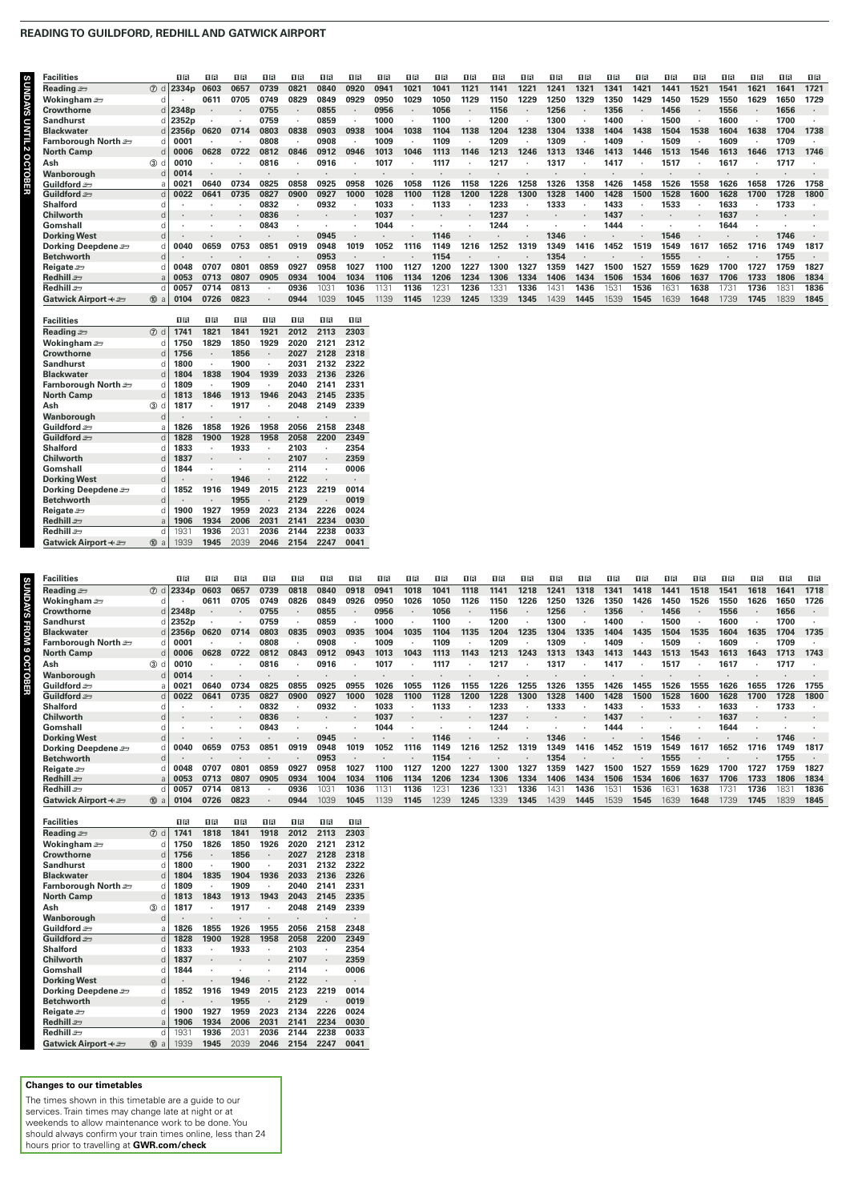## READING TO GUILDFORD, REDHILL AND GATWICK AIRPORT

### SUNDAYS UNTIL 2 OCTOBER

| Facilities | | | | | | | | | | | | | | | | | | | | | | | | | |
|---|---|---|---|---|---|---|---|---|---|---|---|---|---|---|---|---|---|---|---|---|---|---|---|---|---|
| Reading | ⑦ | d | 2334p | 0603 | 0657 | 0739 | 0821 | 0840 | 0920 | 0941 | 1021 | 1041 | 1121 | 1141 | 1221 | 1241 | 1321 | 1341 | 1421 | 1441 | 1521 | 1541 | 1621 | 1641 | 1721 |
| Wokingham | | d | · | 0611 | 0705 | 0749 | 0829 | 0849 | 0929 | 0950 | 1029 | 1050 | 1129 | 1150 | 1229 | 1250 | 1329 | 1350 | 1429 | 1450 | 1529 | 1550 | 1629 | 1650 | 1729 |
| Crowthorne | | d | 2348p | · | · | 0755 | · | 0855 | · | 0956 | · | 1056 | · | 1156 | · | 1256 | · | 1356 | · | 1456 | · | 1556 | · | 1656 | · |
| Sandhurst | | d | 2352p | · | · | 0759 | · | 0859 | · | 1000 | · | 1100 | · | 1200 | · | 1300 | · | 1400 | · | 1500 | · | 1600 | · | 1700 | · |
| Blackwater | | d | 2356p | 0620 | 0714 | 0803 | 0838 | 0903 | 0938 | 1004 | 1038 | 1104 | 1138 | 1204 | 1238 | 1304 | 1338 | 1404 | 1438 | 1504 | 1538 | 1604 | 1638 | 1704 | 1738 |
| Farnborough North | | d | 0001 | · | · | 0808 | · | 0908 | · | 1009 | · | 1109 | · | 1209 | · | 1309 | · | 1409 | · | 1509 | · | 1609 | · | 1709 | · |
| North Camp | | d | 0006 | 0628 | 0722 | 0812 | 0846 | 0912 | 0946 | 1013 | 1046 | 1113 | 1146 | 1213 | 1246 | 1313 | 1346 | 1413 | 1446 | 1513 | 1546 | 1613 | 1646 | 1713 | 1746 |
| Ash | ③ | d | 0010 | · | · | 0816 | · | 0916 | · | 1017 | · | 1117 | · | 1217 | · | 1317 | · | 1417 | · | 1517 | · | 1617 | · | 1717 | · |
| Wanborough | | d | 0014 | · | · | · | · | · | · | · | · | · | · | · | · | · | · | · | · | · | · | · | · | · | · |
| Guildford | | a | 0021 | 0640 | 0734 | 0825 | 0858 | 0925 | 0958 | 1026 | 1058 | 1126 | 1158 | 1226 | 1258 | 1326 | 1358 | 1426 | 1458 | 1526 | 1558 | 1626 | 1658 | 1726 | 1758 |
| Guildford | | d | 0022 | 0641 | 0735 | 0827 | 0900 | 0927 | 1000 | 1028 | 1100 | 1128 | 1200 | 1228 | 1300 | 1328 | 1400 | 1428 | 1500 | 1528 | 1600 | 1628 | 1700 | 1728 | 1800 |
| Shalford | | d | · | · | · | 0832 | · | 0932 | · | 1033 | · | 1133 | · | 1233 | · | 1333 | · | 1433 | · | 1533 | · | 1633 | · | 1733 | · |
| Chilworth | | d | · | · | · | 0836 | · | · | · | 1037 | · | · | · | 1237 | · | · | · | 1437 | · | · | · | 1637 | · | · | · |
| Gomshall | | d | · | · | · | 0843 | · | · | · | 1044 | · | · | · | 1244 | · | · | · | 1444 | · | · | · | 1644 | · | · | · |
| Dorking West | | d | · | · | · | · | · | 0945 | · | · | · | 1146 | · | · | · | 1346 | · | · | · | 1546 | · | · | · | 1746 | · |
| Dorking Deepdene | | d | 0040 | 0659 | 0753 | 0851 | 0919 | 0948 | 1019 | 1052 | 1116 | 1149 | 1216 | 1252 | 1319 | 1349 | 1416 | 1452 | 1519 | 1549 | 1617 | 1652 | 1716 | 1749 | 1817 |
| Betchworth | | d | · | · | · | · | · | 0953 | · | · | · | 1154 | · | · | · | 1354 | · | · | · | 1555 | · | · | · | 1755 | · |
| Reigate | | d | 0048 | 0707 | 0801 | 0859 | 0927 | 0958 | 1027 | 1100 | 1127 | 1200 | 1227 | 1300 | 1327 | 1359 | 1427 | 1500 | 1527 | 1559 | 1629 | 1700 | 1727 | 1759 | 1827 |
| Redhill | | a | 0053 | 0713 | 0807 | 0905 | 0934 | 1004 | 1034 | 1106 | 1134 | 1206 | 1234 | 1306 | 1334 | 1406 | 1434 | 1506 | 1534 | 1606 | 1637 | 1706 | 1733 | 1806 | 1834 |
| Redhill | | d | 0057 | 0714 | 0813 | · | 0936 | 1031 | 1036 | 1131 | 1136 | 1231 | 1236 | 1331 | 1336 | 1431 | 1436 | 1531 | 1536 | 1631 | 1638 | 1731 | 1736 | 1831 | 1836 |
| Gatwick Airport | ⑩ | a | 0104 | 0726 | 0823 | · | 0944 | 1039 | 1045 | 1139 | 1145 | 1239 | 1245 | 1339 | 1345 | 1439 | 1445 | 1539 | 1545 | 1639 | 1648 | 1739 | 1745 | 1839 | 1845 |

| Facilities | | | | | | | | | |
|---|---|---|---|---|---|---|---|---|---|
| Reading | ⑦ | d | 1741 | 1821 | 1841 | 1921 | 2012 | 2113 | 2303 |
| Wokingham | | d | 1750 | 1829 | 1850 | 1929 | 2020 | 2121 | 2312 |
| Crowthorne | | d | 1756 | · | 1856 | · | 2027 | 2128 | 2318 |
| Sandhurst | | d | 1800 | · | 1900 | · | 2031 | 2132 | 2322 |
| Blackwater | | d | 1804 | 1838 | 1904 | 1939 | 2033 | 2136 | 2326 |
| Farnborough North | | d | 1809 | · | 1909 | · | 2040 | 2141 | 2331 |
| North Camp | | d | 1813 | 1846 | 1913 | 1946 | 2043 | 2145 | 2335 |
| Ash | ③ | d | 1817 | · | 1917 | · | 2048 | 2149 | 2339 |
| Wanborough | | d | · | · | · | · | · | · | · |
| Guildford | | a | 1826 | 1858 | 1926 | 1958 | 2056 | 2158 | 2348 |
| Guildford | | d | 1828 | 1900 | 1928 | 1958 | 2058 | 2200 | 2349 |
| Shalford | | d | 1833 | · | 1933 | · | 2103 | · | 2354 |
| Chilworth | | d | 1837 | · | · | · | 2107 | · | 2359 |
| Gomshall | | d | 1844 | · | · | · | 2114 | · | 0006 |
| Dorking West | | d | · | · | 1946 | · | 2122 | · | · |
| Dorking Deepdene | | d | 1852 | 1916 | 1949 | 2015 | 2123 | 2219 | 0014 |
| Betchworth | | d | · | · | 1955 | · | 2129 | · | 0019 |
| Reigate | | d | 1900 | 1927 | 1959 | 2023 | 2134 | 2226 | 0024 |
| Redhill | | a | 1906 | 1934 | 2006 | 2031 | 2141 | 2234 | 0030 |
| Redhill | | d | 1931 | 1936 | 2031 | 2036 | 2144 | 2238 | 0033 |
| Gatwick Airport | ⑩ | a | 1939 | 1945 | 2039 | 2046 | 2154 | 2247 | 0041 |

### SUNDAYS FROM 9 OCTOBER

| Facilities | | | | | | | | | | | | | | | | | | | | | | | | | |
|---|---|---|---|---|---|---|---|---|---|---|---|---|---|---|---|---|---|---|---|---|---|---|---|---|---|
| Reading | ⑦ | d | 2334p | 0603 | 0657 | 0739 | 0818 | 0840 | 0918 | 0941 | 1018 | 1041 | 1118 | 1141 | 1218 | 1241 | 1318 | 1341 | 1418 | 1441 | 1518 | 1541 | 1618 | 1641 | 1718 |
| Wokingham | | d | · | 0611 | 0705 | 0749 | 0826 | 0849 | 0926 | 0950 | 1026 | 1050 | 1126 | 1150 | 1226 | 1250 | 1326 | 1350 | 1426 | 1450 | 1526 | 1550 | 1626 | 1650 | 1726 |
| Crowthorne | | d | 2348p | · | · | 0755 | · | 0855 | · | 0956 | · | 1056 | · | 1156 | · | 1256 | · | 1356 | · | 1456 | · | 1556 | · | 1656 | · |
| Sandhurst | | d | 2352p | · | · | 0759 | · | 0859 | · | 1000 | · | 1100 | · | 1200 | · | 1300 | · | 1400 | · | 1500 | · | 1600 | · | 1700 | · |
| Blackwater | | d | 2356p | 0620 | 0714 | 0803 | 0835 | 0903 | 0935 | 1004 | 1035 | 1104 | 1135 | 1204 | 1235 | 1304 | 1335 | 1404 | 1435 | 1504 | 1535 | 1604 | 1635 | 1704 | 1735 |
| Farnborough North | | d | 0001 | · | · | 0808 | · | 0908 | · | 1009 | · | 1109 | · | 1209 | · | 1309 | · | 1409 | · | 1509 | · | 1609 | · | 1709 | · |
| North Camp | | d | 0006 | 0628 | 0722 | 0812 | 0843 | 0912 | 0943 | 1013 | 1043 | 1113 | 1143 | 1213 | 1243 | 1313 | 1343 | 1413 | 1443 | 1513 | 1543 | 1613 | 1643 | 1713 | 1743 |
| Ash | ③ | d | 0010 | · | · | 0816 | · | 0916 | · | 1017 | · | 1117 | · | 1217 | · | 1317 | · | 1417 | · | 1517 | · | 1617 | · | 1717 | · |
| Wanborough | | d | 0014 | · | · | · | · | · | · | · | · | · | · | · | · | · | · | · | · | · | · | · | · | · | · |
| Guildford | | a | 0021 | 0640 | 0734 | 0825 | 0855 | 0925 | 0955 | 1026 | 1055 | 1126 | 1155 | 1226 | 1255 | 1326 | 1355 | 1426 | 1455 | 1526 | 1555 | 1626 | 1655 | 1726 | 1755 |
| Guildford | | d | 0022 | 0641 | 0735 | 0827 | 0900 | 0927 | 1000 | 1028 | 1100 | 1128 | 1200 | 1228 | 1300 | 1328 | 1400 | 1428 | 1500 | 1528 | 1600 | 1628 | 1700 | 1728 | 1800 |
| Shalford | | d | · | · | · | 0832 | · | 0932 | · | 1033 | · | 1133 | · | 1233 | · | 1333 | · | 1433 | · | 1533 | · | 1633 | · | 1733 | · |
| Chilworth | | d | · | · | · | 0836 | · | · | · | 1037 | · | · | · | 1237 | · | · | · | 1437 | · | · | · | 1637 | · | · | · |
| Gomshall | | d | · | · | · | 0843 | · | · | · | 1044 | · | · | · | 1244 | · | · | · | 1444 | · | · | · | 1644 | · | · | · |
| Dorking West | | d | · | · | · | · | · | 0945 | · | · | · | 1146 | · | · | · | 1346 | · | · | · | 1546 | · | · | · | 1746 | · |
| Dorking Deepdene | | d | 0040 | 0659 | 0753 | 0851 | 0919 | 0948 | 1019 | 1052 | 1116 | 1149 | 1216 | 1252 | 1319 | 1349 | 1416 | 1452 | 1519 | 1549 | 1617 | 1652 | 1716 | 1749 | 1817 |
| Betchworth | | d | · | · | · | · | · | 0953 | · | · | · | 1154 | · | · | · | 1354 | · | · | · | 1555 | · | · | · | 1755 | · |
| Reigate | | d | 0048 | 0707 | 0801 | 0859 | 0927 | 0958 | 1027 | 1100 | 1127 | 1200 | 1227 | 1300 | 1327 | 1359 | 1427 | 1500 | 1527 | 1559 | 1629 | 1700 | 1727 | 1759 | 1827 |
| Redhill | | a | 0053 | 0713 | 0807 | 0905 | 0934 | 1004 | 1034 | 1106 | 1134 | 1206 | 1234 | 1306 | 1334 | 1406 | 1434 | 1506 | 1534 | 1606 | 1637 | 1706 | 1733 | 1806 | 1834 |
| Redhill | | d | 0057 | 0714 | 0813 | · | 0936 | 1031 | 1036 | 1131 | 1136 | 1231 | 1236 | 1331 | 1336 | 1431 | 1436 | 1531 | 1536 | 1631 | 1638 | 1731 | 1736 | 1831 | 1836 |
| Gatwick Airport | ⑩ | a | 0104 | 0726 | 0823 | · | 0944 | 1039 | 1045 | 1139 | 1145 | 1239 | 1245 | 1339 | 1345 | 1439 | 1445 | 1539 | 1545 | 1639 | 1648 | 1739 | 1745 | 1839 | 1845 |

| Facilities | | | | | | | | | |
|---|---|---|---|---|---|---|---|---|---|
| Reading | ⑦ | d | 1741 | 1818 | 1841 | 1918 | 2012 | 2113 | 2303 |
| Wokingham | | d | 1750 | 1826 | 1850 | 1926 | 2020 | 2121 | 2312 |
| Crowthorne | | d | 1756 | · | 1856 | · | 2027 | 2128 | 2318 |
| Sandhurst | | d | 1800 | · | 1900 | · | 2031 | 2132 | 2322 |
| Blackwater | | d | 1804 | 1835 | 1904 | 1936 | 2033 | 2136 | 2326 |
| Farnborough North | | d | 1809 | · | 1909 | · | 2040 | 2141 | 2331 |
| North Camp | | d | 1813 | 1843 | 1913 | 1943 | 2043 | 2145 | 2335 |
| Ash | ③ | d | 1817 | · | 1917 | · | 2048 | 2149 | 2339 |
| Wanborough | | d | · | · | · | · | · | · | · |
| Guildford | | a | 1826 | 1855 | 1926 | 1955 | 2056 | 2158 | 2348 |
| Guildford | | d | 1828 | 1900 | 1928 | 1958 | 2058 | 2200 | 2349 |
| Shalford | | d | 1833 | · | 1933 | · | 2103 | · | 2354 |
| Chilworth | | d | 1837 | · | · | · | 2107 | · | 2359 |
| Gomshall | | d | 1844 | · | · | · | 2114 | · | 0006 |
| Dorking West | | d | · | · | 1946 | · | 2122 | · | · |
| Dorking Deepdene | | d | 1852 | 1916 | 1949 | 2015 | 2123 | 2219 | 0014 |
| Betchworth | | d | · | · | 1955 | · | 2129 | · | 0019 |
| Reigate | | d | 1900 | 1927 | 1959 | 2023 | 2134 | 2226 | 0024 |
| Redhill | | a | 1906 | 1934 | 2006 | 2031 | 2141 | 2234 | 0030 |
| Redhill | | d | 1931 | 1936 | 2031 | 2036 | 2144 | 2238 | 0033 |
| Gatwick Airport | ⑩ | a | 1939 | 1945 | 2039 | 2046 | 2154 | 2247 | 0041 |

**Changes to our timetables**

The times shown in this timetable are a guide to our services. Train times may change late at night or at weekends to allow maintenance work to be done. You should always confirm your train times online, less than 24 hours prior to travelling at **GWR.com/check**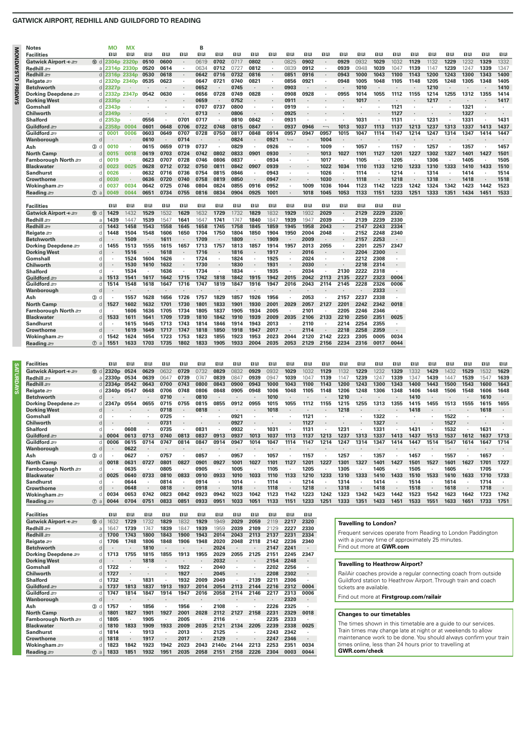# GATWICK AIRPORT, REDHILL AND GUILDFORD TO READING

## Mondays to Fridays

| Notes | | MO | MX | | | | B | | | | | | | | | | | | | | | | | |
|---|---|---|---|---|---|---|---|---|---|---|---|---|---|---|---|---|---|---|---|---|---|---|---|---|
| **Facilities** | | | | | | | | | | | | | | | | | | | | | | | | |
| **Gatwick Airport** ✈ | ⑩ d | 2304p | 2320p | 0510 | 0600 | · | 0619 | 0702 | 0717 | 0802 | · | 0825 | 0902 | · | 0929 | 0932 | 1029 | 1032 | 1129 | 1132 | 1229 | 1232 | 1329 | 1332 |
| **Redhill** | a | 2314p | 2330p | 0520 | 0614 | · | 0634 | 0712 | 0727 | 0812 | · | 0839 | 0912 | · | 0939 | 0948 | 1039 | 1047 | 1139 | 1147 | 1239 | 1247 | 1339 | 1347 |
| **Redhill** | d | 2316p | 2334p | 0530 | 0618 | · | 0642 | 0716 | 0732 | 0816 | · | 0851 | 0916 | · | 0943 | 1000 | 1043 | 1100 | 1143 | 1200 | 1243 | 1300 | 1343 | 1400 |
| **Reigate** | d | 2320p | 2340p | 0535 | 0623 | · | 0647 | 0721 | 0740 | 0821 | · | 0856 | 0921 | · | 0948 | 1005 | 1048 | 1105 | 1148 | 1205 | 1248 | 1305 | 1348 | 1405 |
| **Betchworth** | d | 2327p | · | · | · | · | 0652 | · | 0745 | · | · | 0903 | · | · | · | 1010 | · | · | · | 1210 | · | · | · | 1410 |
| **Dorking Deepdene** | d | 2332p | 2347p | 0542 | 0630 | · | 0656 | 0728 | 0749 | 0828 | · | 0908 | 0928 | · | 0955 | 1014 | 1055 | 1112 | 1155 | 1214 | 1255 | 1312 | 1355 | 1414 |
| **Dorking West** | d | 2335p | · | · | · | · | 0659 | · | 0752 | · | · | 0911 | · | · | · | 1017 | · | · | · | 1217 | · | · | · | 1417 |
| **Gomshall** | d | 2343p | · | · | · | · | 0707 | 0737 | 0800 | · | · | 0919 | · | · | · | · | · | 1121 | · | · | · | 1321 | · | · |
| **Chilworth** | d | 2349p | · | · | · | · | 0713 | · | 0806 | · | · | 0925 | · | · | · | · | · | 1127 | · | · | · | 1327 | · | · |
| **Shalford** | d | 2353p | · | 0556 | · | 0701 | 0717 | · | 0810 | 0842 | · | 0931 | · | · | · | 1031 | · | 1131 | · | 1231 | · | 1331 | · | 1431 |
| **Guildford** | a | 2358p | 0004 | 0601 | 0648 | 0706 | 0722 | 0748 | 0815 | 0847 | · | 0937 | 0946 | ↔ | 1013 | 1037 | 1113 | 1137 | 1213 | 1237 | 1313 | 1337 | 1413 | 1437 |
| **Guildford** | d | 0001 | 0006 | 0603 | 0649 | 0707 | 0728 | 0750 | 0817 | 0848 | 0914 | 0957 | 0947 | 0957 | 1015 | 1047 | 1114 | 1147 | 1214 | 1247 | 1314 | 1347 | 1414 | 1447 |
| **Wanborough** | d | · | · | 0610 | · | 0714 | · | · | 0824 | · | 0921 | ↳ | · | 1004 | · | · | · | · | · | · | · | · | · | · |
| **Ash** | ③ d | 0010 | · | 0615 | 0659 | 0719 | 0737 | · | 0829 | · | 0926 | · | · | 1009 | · | 1057 | · | 1157 | · | 1257 | · | 1357 | · | 1457 |
| **North Camp** | d | 0015 | 0018 | 0619 | 0703 | 0724 | 0742 | 0802 | 0833 | 0901 | 0930 | · | · | 1013 | 1027 | 1101 | 1127 | 1201 | 1227 | 1302 | 1327 | 1401 | 1427 | 1501 |
| **Farnborough North** | d | 0019 | · | 0623 | 0707 | 0728 | 0746 | 0806 | 0837 | · | 0934 | · | · | 1017 | · | 1105 | · | 1205 | · | 1306 | · | 1405 | · | 1505 |
| **Blackwater** | d | 0023 | 0025 | 0628 | 0712 | 0732 | 0750 | 0811 | 0842 | 0907 | 0939 | · | · | 1022 | 1034 | 1110 | 1133 | 1210 | 1233 | 1310 | 1333 | 1410 | 1433 | 1510 |
| **Sandhurst** | d | 0026 | · | 0632 | 0716 | 0736 | 0754 | 0815 | 0846 | · | 0943 | · | · | 1026 | · | 1114 | · | 1214 | · | 1314 | · | 1414 | · | 1514 |
| **Crowthorne** | d | 0030 | · | 0636 | 0720 | 0740 | 0758 | 0819 | 0850 | · | 0947 | · | · | 1030 | · | 1118 | · | 1218 | · | 1318 | · | 1418 | · | 1518 |
| **Wokingham** | d | 0037 | 0034 | 0642 | 0725 | 0746 | 0804 | 0824 | 0855 | 0916 | 0952 | · | 1009 | 1036 | 1044 | 1123 | 1142 | 1223 | 1242 | 1324 | 1342 | 1423 | 1442 | 1523 |
| **Reading** | ⑦ a | 0049 | 0044 | 0651 | 0734 | 0755 | 0816 | 0834 | 0904 | 0925 | 1001 | · | 1018 | 1045 | 1053 | 1133 | 1151 | 1233 | 1251 | 1333 | 1351 | 1434 | 1451 | 1533 |

| **Facilities** | | | | | | | | | | | | | | | | | | |
|---|---|---|---|---|---|---|---|---|---|---|---|---|---|---|---|---|---|---|
| **Gatwick Airport** ✈ | ⑩ d | 1429 | 1432 | 1529 | 1532 | 1629 | 1632 | 1729 | 1732 | 1829 | 1832 | 1929 | 1932 | 2029 | · | 2129 | 2229 | 2320 |
| **Redhill** | a | 1439 | 1447 | 1539 | 1547 | 1641 | 1647 | 1741 | 1747 | 1840 | 1847 | 1939 | 1947 | 2039 | · | 2139 | 2239 | 2330 |
| **Redhill** | d | 1443 | 1458 | 1543 | 1558 | 1645 | 1658 | 1745 | 1758 | 1845 | 1859 | 1945 | 1958 | 2043 | · | 2147 | 2243 | 2334 |
| **Reigate** | d | 1448 | 1504 | 1548 | 1606 | 1650 | 1704 | 1750 | 1804 | 1850 | 1904 | 1950 | 2004 | 2048 | · | 2152 | 2248 | 2340 |
| **Betchworth** | d | · | 1509 | · | 1611 | · | 1709 | · | 1809 | · | 1909 | · | 2009 | · | · | 2157 | 2253 | · |
| **Dorking Deepdene** | d | 1455 | 1513 | 1555 | 1615 | 1657 | 1713 | 1757 | 1813 | 1857 | 1914 | 1957 | 2013 | 2055 | · | 2201 | 2257 | 2347 |
| **Dorking West** | d | · | 1516 | · | 1618 | · | 1716 | · | 1816 | · | 1917 | · | 2016 | · | · | 2204 | 2300 | · |
| **Gomshall** | d | · | 1524 | 1604 | 1626 | · | 1724 | · | 1824 | · | 1925 | · | 2024 | · | · | 2212 | 2308 | · |
| **Chilworth** | d | · | 1530 | 1610 | 1632 | · | 1730 | · | 1830 | · | 1931 | · | 2030 | · | · | 2218 | 2314 | · |
| **Shalford** | d | · | 1534 | · | 1636 | · | 1734 | · | 1834 | · | 1935 | · | 2034 | · | 2130 | 2222 | 2318 | · |
| **Guildford** | a | 1513 | 1541 | 1617 | 1642 | 1715 | 1742 | 1818 | 1842 | 1915 | 1942 | 2015 | 2042 | 2113 | 2135 | 2227 | 2323 | 0004 |
| **Guildford** | d | 1514 | 1548 | 1618 | 1647 | 1716 | 1747 | 1819 | 1847 | 1916 | 1947 | 2016 | 2043 | 2114 | 2145 | 2228 | 2326 | 0006 |
| **Wanborough** | d | · | · | · | · | · | · | · | · | · | · | · | · | · | · | · | 2333 | · |
| **Ash** | ③ d | · | 1557 | 1628 | 1656 | 1726 | 1757 | 1829 | 1857 | 1926 | 1956 | · | 2053 | · | 2157 | 2237 | 2338 | · |
| **North Camp** | d | 1527 | 1602 | 1632 | 1701 | 1730 | 1801 | 1833 | 1901 | 1930 | 2001 | 2029 | 2057 | 2127 | 2201 | 2242 | 2342 | 0018 |
| **Farnborough North** | d | · | 1606 | 1636 | 1705 | 1734 | 1805 | 1837 | 1905 | 1934 | 2005 | · | 2101 | · | 2205 | 2246 | 2346 | · |
| **Blackwater** | d | 1533 | 1611 | 1641 | 1709 | 1739 | 1810 | 1842 | 1910 | 1939 | 2009 | 2035 | 2106 | 2133 | 2210 | 2250 | 2351 | 0025 |
| **Sandhurst** | d | · | 1615 | 1645 | 1713 | 1743 | 1814 | 1846 | 1914 | 1943 | 2013 | · | 2110 | · | 2214 | 2254 | 2355 | · |
| **Crowthorne** | d | · | 1619 | 1649 | 1717 | 1747 | 1818 | 1850 | 1918 | 1947 | 2017 | · | 2114 | · | 2218 | 2258 | 2359 | · |
| **Wokingham** | d | 1542 | 1624 | 1654 | 1723 | 1753 | 1823 | 1855 | 1923 | 1953 | 2023 | 2044 | 2120 | 2142 | 2223 | 2305 | 0005 | 0034 |
| **Reading** | ⑦ a | 1551 | 1633 | 1703 | 1735 | 1802 | 1833 | 1905 | 1933 | 2004 | 2035 | 2053 | 2129 | 2156 | 2234 | 2316 | 0017 | 0044 |

## Saturdays

| **Facilities** | | | | | | | | | | | | | | | | | | | | | | | | |
|---|---|---|---|---|---|---|---|---|---|---|---|---|---|---|---|---|---|---|---|---|---|---|---|---|
| **Gatwick Airport** ✈ | ⑩ d | 2320p | 0524 | 0629 | 0632 | 0729 | 0732 | 0829 | 0832 | 0929 | 0932 | 1029 | 1032 | 1129 | 1132 | 1229 | 1232 | 1329 | 1332 | 1429 | 1432 | 1529 | 1532 | 1629 |
| **Redhill** | a | 2330p | 0534 | 0639 | 0647 | 0739 | 0747 | 0839 | 0847 | 0939 | 0947 | 1039 | 1047 | 1139 | 1147 | 1239 | 1247 | 1339 | 1347 | 1439 | 1447 | 1539 | 1547 | 1639 |
| **Redhill** | d | 2334p | 0542 | 0643 | 0700 | 0743 | 0800 | 0843 | 0900 | 0943 | 1000 | 1043 | 1100 | 1143 | 1200 | 1243 | 1300 | 1343 | 1400 | 1443 | 1500 | 1543 | 1600 | 1643 |
| **Reigate** | d | 2340p | 0547 | 0648 | 0706 | 0748 | 0806 | 0848 | 0905 | 0948 | 1006 | 1048 | 1105 | 1148 | 1206 | 1248 | 1306 | 1348 | 1406 | 1448 | 1506 | 1548 | 1606 | 1648 |
| **Betchworth** | d | · | · | · | 0710 | · | 0810 | · | · | · | 1010 | · | · | · | 1210 | · | · | · | 1410 | · | · | · | 1610 | · |
| **Dorking Deepdene** | d | 2347p | 0554 | 0655 | 0715 | 0755 | 0815 | 0855 | 0912 | 0955 | 1015 | 1055 | 1112 | 1155 | 1215 | 1255 | 1313 | 1355 | 1415 | 1455 | 1513 | 1555 | 1615 | 1655 |
| **Dorking West** | d | · | · | · | 0718 | · | 0818 | · | · | · | 1018 | · | · | · | 1218 | · | · | · | 1418 | · | · | · | 1618 | · |
| **Gomshall** | d | · | · | · | 0725 | · | · | · | 0921 | · | · | · | 1121 | · | · | · | 1322 | · | · | · | 1522 | · | · | · |
| **Chilworth** | d | · | · | · | 0731 | · | · | · | 0927 | · | · | · | 1127 | · | · | · | 1327 | · | · | · | 1527 | · | · | · |
| **Shalford** | d | · | 0608 | · | 0735 | · | 0831 | · | 0932 | · | 1031 | · | 1131 | · | 1231 | · | 1331 | · | 1431 | · | 1532 | · | 1631 | · |
| **Guildford** | a | 0004 | 0613 | 0713 | 0740 | 0813 | 0837 | 0913 | 0937 | 1013 | 1037 | 1113 | 1137 | 1213 | 1237 | 1313 | 1337 | 1413 | 1437 | 1513 | 1537 | 1612 | 1637 | 1713 |
| **Guildford** | d | 0006 | 0615 | 0714 | 0747 | 0814 | 0847 | 0914 | 0947 | 1014 | 1047 | 1114 | 1147 | 1214 | 1247 | 1314 | 1347 | 1414 | 1447 | 1514 | 1547 | 1614 | 1647 | 1714 |
| **Wanborough** | d | · | 0622 | · | · | · | · | · | · | · | · | · | · | · | · | · | · | · | · | · | · | · | · | · |
| **Ash** | ③ d | · | 0627 | · | 0757 | · | 0857 | · | 0957 | · | 1057 | · | 1157 | · | 1257 | · | 1357 | · | 1457 | · | 1557 | · | 1657 | · |
| **North Camp** | d | 0018 | 0631 | 0727 | 0801 | 0827 | 0901 | 0927 | 1001 | 1027 | 1101 | 1127 | 1201 | 1227 | 1301 | 1327 | 1401 | 1427 | 1501 | 1527 | 1601 | 1627 | 1701 | 1727 |
| **Farnborough North** | d | · | 0635 | · | 0805 | · | 0905 | · | 1005 | · | 1105 | · | 1205 | · | 1305 | · | 1405 | · | 1505 | · | 1605 | · | 1705 | · |
| **Blackwater** | d | 0025 | 0640 | 0733 | 0810 | 0833 | 0910 | 0933 | 1010 | 1033 | 1110 | 1133 | 1210 | 1233 | 1310 | 1333 | 1410 | 1433 | 1510 | 1533 | 1610 | 1633 | 1710 | 1733 |
| **Sandhurst** | d | · | 0644 | · | 0814 | · | 0914 | · | 1014 | · | 1114 | · | 1214 | · | 1314 | · | 1414 | · | 1514 | · | 1614 | · | 1714 | · |
| **Crowthorne** | d | · | 0648 | · | 0818 | · | 0918 | · | 1018 | · | 1118 | · | 1218 | · | 1318 | · | 1418 | · | 1518 | · | 1618 | · | 1718 | · |
| **Wokingham** | d | 0034 | 0653 | 0742 | 0823 | 0842 | 0923 | 0942 | 1023 | 1042 | 1123 | 1142 | 1223 | 1242 | 1323 | 1342 | 1423 | 1442 | 1523 | 1542 | 1623 | 1642 | 1723 | 1742 |
| **Reading** | ⑦ a | 0044 | 0704 | 0751 | 0833 | 0851 | 0933 | 0951 | 1033 | 1051 | 1133 | 1151 | 1233 | 1251 | 1333 | 1351 | 1433 | 1451 | 1533 | 1551 | 1633 | 1651 | 1733 | 1751 |

| **Facilities** | | | | | | | | | | | | | |
|---|---|---|---|---|---|---|---|---|---|---|---|---|---|
| **Gatwick Airport** ✈ | ⑩ d | 1632 | 1729 | 1732 | 1829 | 1832 | 1929 | 1949 | 2029 | 2059 | 2119 | 2217 | 2320 |
| **Redhill** | a | 1647 | 1739 | 1747 | 1839 | 1847 | 1939 | 1959 | 2039 | 2109 | 2129 | 2227 | 2330 |
| **Redhill** | d | 1700 | 1743 | 1800 | 1843 | 1900 | 1943 | 2014 | 2043 | 2113 | 2137 | 2231 | 2334 |
| **Reigate** | d | 1706 | 1748 | 1806 | 1848 | 1906 | 1948 | 2020 | 2048 | 2118 | 2142 | 2236 | 2340 |
| **Betchworth** | d | · | · | 1810 | · | · | · | 2024 | · | · | 2147 | 2241 | · |
| **Dorking Deepdene** | d | 1713 | 1755 | 1815 | 1855 | 1913 | 1955 | 2029 | 2055 | 2125 | 2151 | 2245 | 2347 |
| **Dorking West** | d | · | · | 1818 | · | · | · | 2032 | · | · | 2154 | 2248 | · |
| **Gomshall** | d | 1722 | · | · | · | 1922 | · | 2040 | · | · | 2202 | 2256 | · |
| **Chilworth** | d | 1727 | · | · | · | 1927 | · | 2045 | · | · | 2208 | 2302 | · |
| **Shalford** | d | 1732 | · | 1831 | · | 1932 | 2009 | 2049 | · | 2139 | 2211 | 2306 | · |
| **Guildford** | a | 1737 | 1813 | 1837 | 1913 | 1937 | 2014 | 2054 | 2113 | 2144 | 2216 | 2312 | 0004 |
| **Guildford** | d | 1747 | 1814 | 1847 | 1914 | 1947 | 2016 | 2058 | 2114 | 2146 | 2217 | 2313 | 0006 |
| **Wanborough** | d | · | · | · | · | · | · | · | · | · | · | 2320 | · |
| **Ash** | ③ d | 1757 | · | 1856 | · | 1956 | · | 2108 | · | · | 2226 | 2325 | · |
| **North Camp** | d | 1801 | 1827 | 1901 | 1927 | 2001 | 2028 | 2112 | 2127 | 2158 | 2231 | 2329 | 0018 |
| **Farnborough North** | d | 1805 | · | 1905 | · | 2005 | · | 2116 | · | · | 2235 | 2333 | · |
| **Blackwater** | d | 1810 | 1833 | 1909 | 1933 | 2009 | 2035 | 2121 | 2134 | 2205 | 2239 | 2338 | 0025 |
| **Sandhurst** | d | 1814 | · | 1913 | · | 2013 | · | 2125 | · | · | 2243 | 2342 | · |
| **Crowthorne** | d | 1818 | · | 1917 | · | 2017 | · | 2129 | · | · | 2247 | 2346 | · |
| **Wokingham** | d | 1823 | 1842 | 1923 | 1942 | 2023 | 2043 | 2140c | 2144 | 2213 | 2253 | 2351 | 0034 |
| **Reading** | ⑦ a | 1833 | 1851 | 1932 | 1951 | 2035 | 2058 | 2151 | 2158 | 2226 | 2304 | 0003 | 0044 |

**Travelling to London?**

Frequent services operate from Reading to London Paddington with a journey time of approximately 25 minutes.
Find out more at **GWR.com**

**Travelling to Heathrow Airport?**

RailAir coaches provide a regular connecting coach from outside Guildford station to Heathrow Airport. Through train and coach tickets are available.

Find out more at **Firstgroup.com/railair**

**Changes to our timetables**

The times shown in this timetable are a guide to our services. Train times may change late at night or at weekends to allow maintenance work to be done. You should always confirm your train times online, less than 24 hours prior to travelling at **GWR.com/check**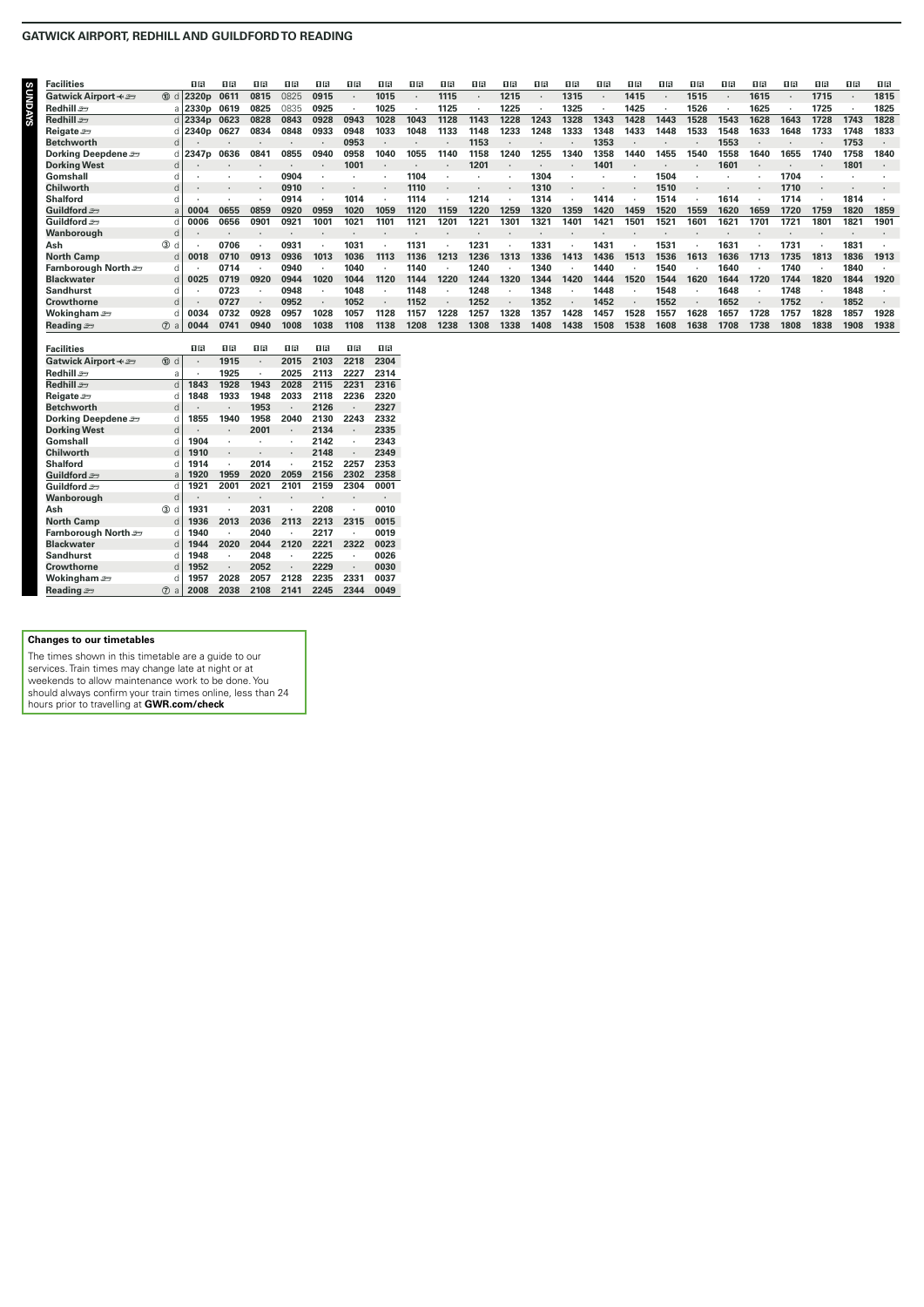## GATWICK AIRPORT, REDHILL AND GUILDFORD TO READING

SUNDAYS

| Facilities | | | | | | | | | | | | | | | | | | | | | | | | | | |
|---|---|---|---|---|---|---|---|---|---|---|---|---|---|---|---|---|---|---|---|---|---|---|---|---|---|---|
| Gatwick Airport | ⑩ | d | 2320p | 0611 | 0815 | 0825 | 0915 | · | 1015 | · | 1115 | · | 1215 | · | 1315 | · | 1415 | · | 1515 | · | 1615 | · | 1715 | · | 1815 |
| Redhill | | a | 2330p | 0619 | 0825 | 0835 | 0925 | · | 1025 | · | 1125 | · | 1225 | · | 1325 | · | 1425 | · | 1526 | · | 1625 | · | 1725 | · | 1825 |
| Redhill | | d | 2334p | 0623 | 0828 | 0843 | 0928 | 0943 | 1028 | 1043 | 1128 | 1143 | 1228 | 1243 | 1328 | 1343 | 1428 | 1443 | 1528 | 1543 | 1628 | 1643 | 1728 | 1743 | 1828 |
| Reigate | | d | 2340p | 0627 | 0834 | 0848 | 0933 | 0948 | 1033 | 1048 | 1133 | 1148 | 1233 | 1248 | 1333 | 1348 | 1433 | 1448 | 1533 | 1548 | 1633 | 1648 | 1733 | 1748 | 1833 |
| Betchworth | | d | · | · | · | · | · | 0953 | · | · | · | 1153 | · | · | · | 1353 | · | · | · | 1553 | · | · | · | 1753 | · |
| Dorking Deepdene | | d | 2347p | 0636 | 0841 | 0855 | 0940 | 0958 | 1040 | 1055 | 1140 | 1158 | 1240 | 1255 | 1340 | 1358 | 1440 | 1455 | 1540 | 1558 | 1640 | 1655 | 1740 | 1758 | 1840 |
| Dorking West | | d | · | · | · | · | · | 1001 | · | · | · | 1201 | · | · | · | 1401 | · | · | · | 1601 | · | · | · | 1801 | · |
| Gomshall | | d | · | · | · | 0904 | · | · | · | 1104 | · | · | · | 1304 | · | · | · | 1504 | · | · | · | 1704 | · | · | · |
| Chilworth | | d | · | · | · | 0910 | · | · | · | 1110 | · | · | · | 1310 | · | · | · | 1510 | · | · | · | 1710 | · | · | · |
| Shalford | | d | · | · | · | 0914 | · | 1014 | · | 1114 | · | 1214 | · | 1314 | · | 1414 | · | 1514 | · | 1614 | · | 1714 | · | 1814 | · |
| Guildford | | a | 0004 | 0655 | 0859 | 0920 | 0959 | 1020 | 1059 | 1120 | 1159 | 1220 | 1259 | 1320 | 1359 | 1420 | 1459 | 1520 | 1559 | 1620 | 1659 | 1720 | 1759 | 1820 | 1859 |
| Guildford | | d | 0006 | 0656 | 0901 | 0921 | 1001 | 1021 | 1101 | 1121 | 1201 | 1221 | 1301 | 1321 | 1401 | 1421 | 1501 | 1521 | 1601 | 1621 | 1701 | 1721 | 1801 | 1821 | 1901 |
| Wanborough | | d | · | · | · | · | · | · | · | · | · | · | · | · | · | · | · | · | · | · | · | · | · | · | · |
| Ash | ③ | d | · | 0706 | · | 0931 | · | 1031 | · | 1131 | · | 1231 | · | 1331 | · | 1431 | · | 1531 | · | 1631 | · | 1731 | · | 1831 | · |
| North Camp | | d | 0018 | 0710 | 0913 | 0936 | 1013 | 1036 | 1113 | 1136 | 1213 | 1236 | 1313 | 1336 | 1413 | 1436 | 1513 | 1536 | 1613 | 1636 | 1713 | 1735 | 1813 | 1836 | 1913 |
| Farnborough North | | d | · | 0714 | · | 0940 | · | 1040 | · | 1140 | · | 1240 | · | 1340 | · | 1440 | · | 1540 | · | 1640 | · | 1740 | · | 1840 | · |
| Blackwater | | d | 0025 | 0719 | 0920 | 0944 | 1020 | 1044 | 1120 | 1144 | 1220 | 1244 | 1320 | 1344 | 1420 | 1444 | 1520 | 1544 | 1620 | 1644 | 1720 | 1744 | 1820 | 1844 | 1920 |
| Sandhurst | | d | · | 0723 | · | 0948 | · | 1048 | · | 1148 | · | 1248 | · | 1348 | · | 1448 | · | 1548 | · | 1648 | · | 1748 | · | 1848 | · |
| Crowthorne | | d | · | 0727 | · | 0952 | · | 1052 | · | 1152 | · | 1252 | · | 1352 | · | 1452 | · | 1552 | · | 1652 | · | 1752 | · | 1852 | · |
| Wokingham | | d | 0034 | 0732 | 0928 | 0957 | 1028 | 1057 | 1128 | 1157 | 1228 | 1257 | 1328 | 1357 | 1428 | 1457 | 1528 | 1557 | 1628 | 1657 | 1728 | 1757 | 1828 | 1857 | 1928 |
| Reading | ⑦ | a | 0044 | 0741 | 0940 | 1008 | 1038 | 1108 | 1138 | 1208 | 1238 | 1308 | 1338 | 1408 | 1438 | 1508 | 1538 | 1608 | 1638 | 1708 | 1738 | 1808 | 1838 | 1908 | 1938 |

| Facilities | | | | | | | | | |
|---|---|---|---|---|---|---|---|---|---|
| Gatwick Airport | ⑩ | d | · | 1915 | · | 2015 | 2103 | 2218 | 2304 |
| Redhill | | a | · | 1925 | · | 2025 | 2113 | 2227 | 2314 |
| Redhill | | d | 1843 | 1928 | 1943 | 2028 | 2115 | 2231 | 2316 |
| Reigate | | d | 1848 | 1933 | 1948 | 2033 | 2118 | 2236 | 2320 |
| Betchworth | | d | · | · | 1953 | · | 2126 | · | 2327 |
| Dorking Deepdene | | d | 1855 | 1940 | 1958 | 2040 | 2130 | 2243 | 2332 |
| Dorking West | | d | · | · | 2001 | · | 2134 | · | 2335 |
| Gomshall | | d | 1904 | · | · | · | 2142 | · | 2343 |
| Chilworth | | d | 1910 | · | · | · | 2148 | · | 2349 |
| Shalford | | d | 1914 | · | 2014 | · | 2152 | 2257 | 2353 |
| Guildford | | a | 1920 | 1959 | 2020 | 2059 | 2156 | 2302 | 2358 |
| Guildford | | d | 1921 | 2001 | 2021 | 2101 | 2159 | 2304 | 0001 |
| Wanborough | | d | · | · | · | · | · | · | · |
| Ash | ③ | d | 1931 | · | 2031 | · | 2208 | · | 0010 |
| North Camp | | d | 1936 | 2013 | 2036 | 2113 | 2213 | 2315 | 0015 |
| Farnborough North | | d | 1940 | · | 2040 | · | 2217 | · | 0019 |
| Blackwater | | d | 1944 | 2020 | 2044 | 2120 | 2221 | 2322 | 0023 |
| Sandhurst | | d | 1948 | · | 2048 | · | 2225 | · | 0026 |
| Crowthorne | | d | 1952 | · | 2052 | · | 2229 | · | 0030 |
| Wokingham | | d | 1957 | 2028 | 2057 | 2128 | 2235 | 2331 | 0037 |
| Reading | ⑦ | a | 2008 | 2038 | 2108 | 2141 | 2245 | 2344 | 0049 |

**Changes to our timetables**

The times shown in this timetable are a guide to our services. Train times may change late at night or at weekends to allow maintenance work to be done. You should always confirm your train times online, less than 24 hours prior to travelling at **GWR.com/check**